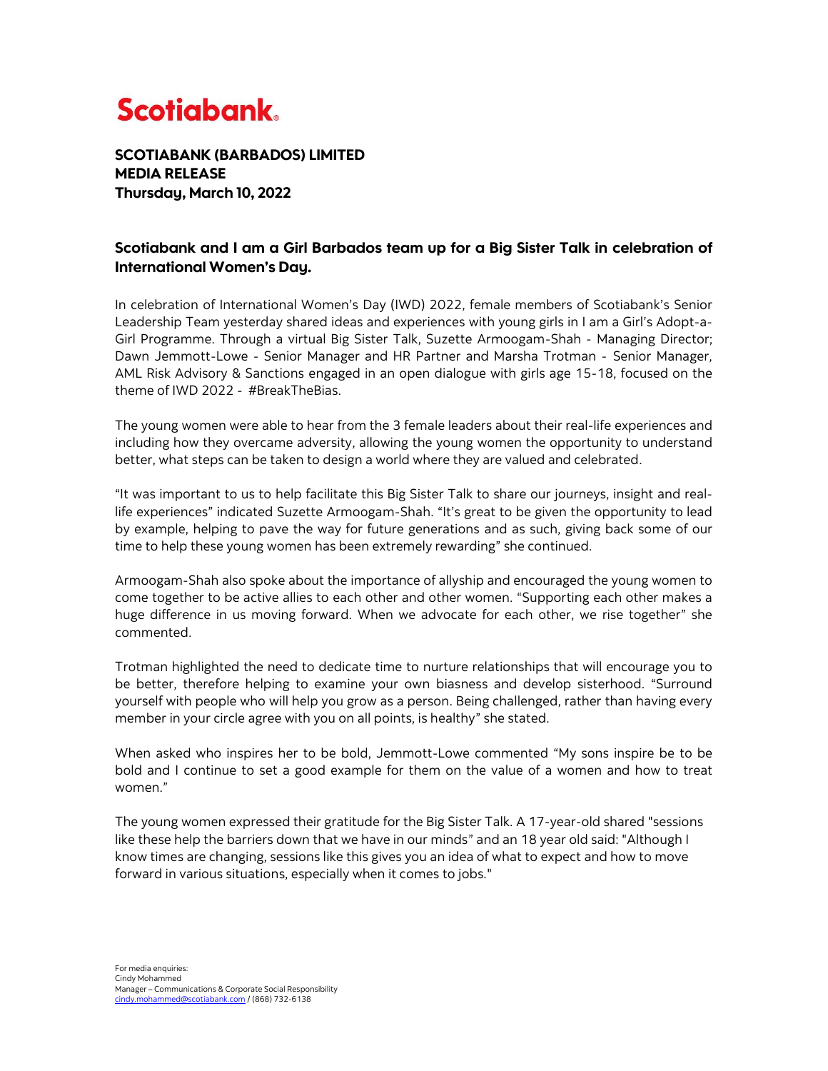# Scotiabank.

**SCOTIABANK (BARBADOS) LIMITED**
**MEDIA RELEASE**
**Thursday, March 10, 2022**

## Scotiabank and I am a Girl Barbados team up for a Big Sister Talk in celebration of International Women's Day.

In celebration of International Women's Day (IWD) 2022, female members of Scotiabank's Senior Leadership Team yesterday shared ideas and experiences with young girls in I am a Girl's Adopt-a-Girl Programme. Through a virtual Big Sister Talk, Suzette Armoogam-Shah - Managing Director; Dawn Jemmott-Lowe - Senior Manager and HR Partner and Marsha Trotman - Senior Manager, AML Risk Advisory & Sanctions engaged in an open dialogue with girls age 15-18, focused on the theme of IWD 2022 - #BreakTheBias.

The young women were able to hear from the 3 female leaders about their real-life experiences and including how they overcame adversity, allowing the young women the opportunity to understand better, what steps can be taken to design a world where they are valued and celebrated.

"It was important to us to help facilitate this Big Sister Talk to share our journeys, insight and real-life experiences" indicated Suzette Armoogam-Shah. "It's great to be given the opportunity to lead by example, helping to pave the way for future generations and as such, giving back some of our time to help these young women has been extremely rewarding" she continued.

Armoogam-Shah also spoke about the importance of allyship and encouraged the young women to come together to be active allies to each other and other women. "Supporting each other makes a huge difference in us moving forward. When we advocate for each other, we rise together" she commented.

Trotman highlighted the need to dedicate time to nurture relationships that will encourage you to be better, therefore helping to examine your own biasness and develop sisterhood. "Surround yourself with people who will help you grow as a person. Being challenged, rather than having every member in your circle agree with you on all points, is healthy" she stated.

When asked who inspires her to be bold, Jemmott-Lowe commented "My sons inspire be to be bold and I continue to set a good example for them on the value of a women and how to treat women."

The young women expressed their gratitude for the Big Sister Talk. A 17-year-old shared "sessions like these help the barriers down that we have in our minds" and an 18 year old said: "Although I know times are changing, sessions like this gives you an idea of what to expect and how to move forward in various situations, especially when it comes to jobs."

For media enquiries:
Cindy Mohammed
Manager – Communications & Corporate Social Responsibility
cindy.mohammed@scotiabank.com / (868) 732-6138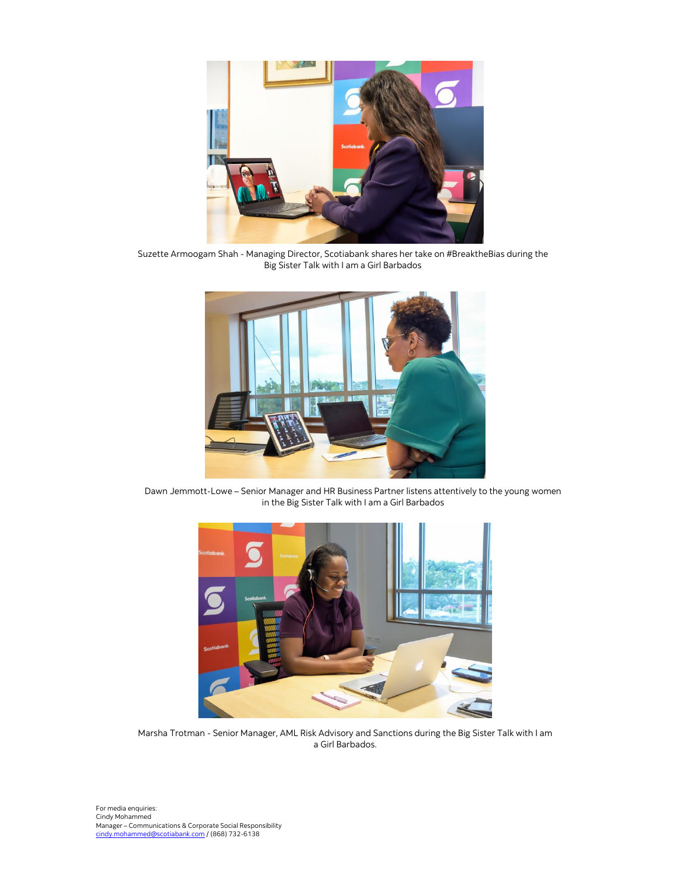Suzette Armoogam Shah - Managing Director, Scotiabank shares her take on #BreaktheBias during the Big Sister Talk with I am a Girl Barbados

Dawn Jemmott-Lowe – Senior Manager and HR Business Partner listens attentively to the young women in the Big Sister Talk with I am a Girl Barbados

Marsha Trotman - Senior Manager, AML Risk Advisory and Sanctions during the Big Sister Talk with I am a Girl Barbados.

For media enquiries:
Cindy Mohammed
Manager – Communications & Corporate Social Responsibility
cindy.mohammed@scotiabank.com / (868) 732-6138